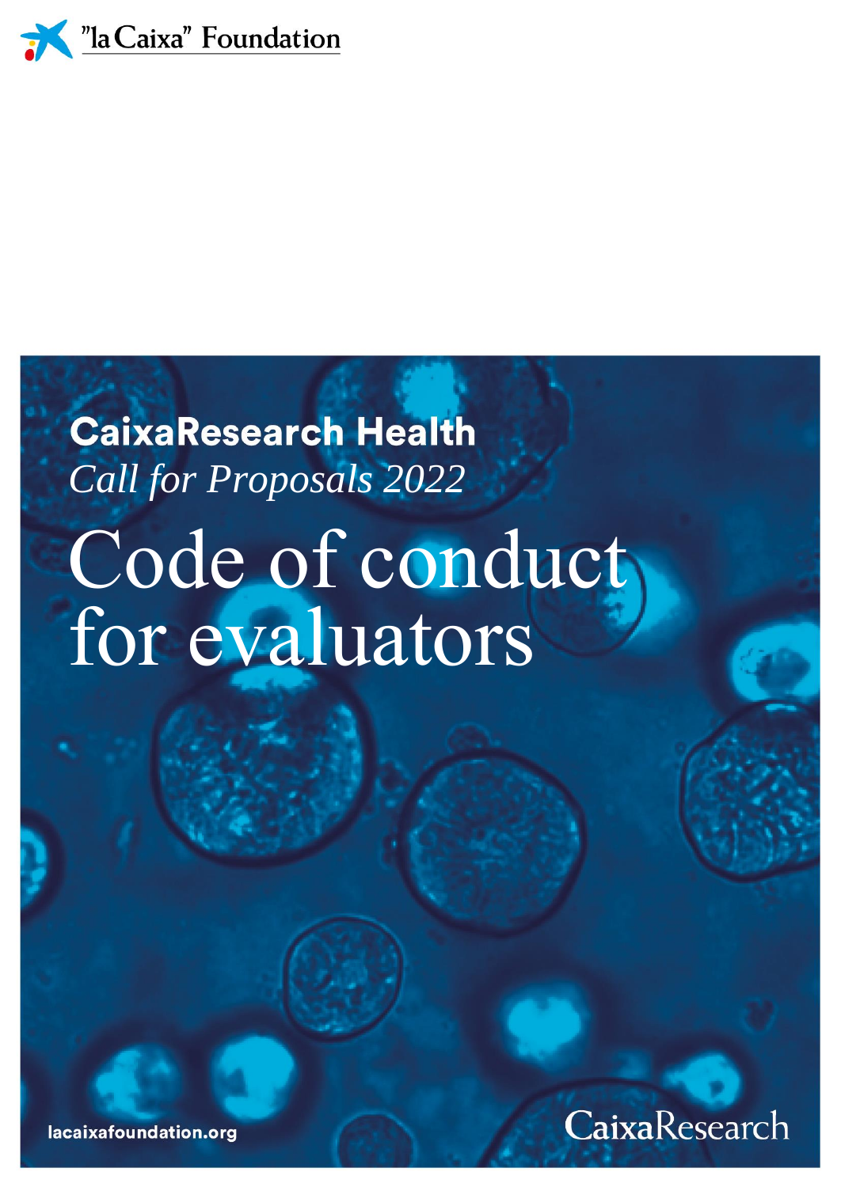"la Caixa" Foundation

**CaixaResearch Health**

*Call for Proposals 2022*

# Code of conduct for evaluators

lacaixafoundation.org

CaixaResearch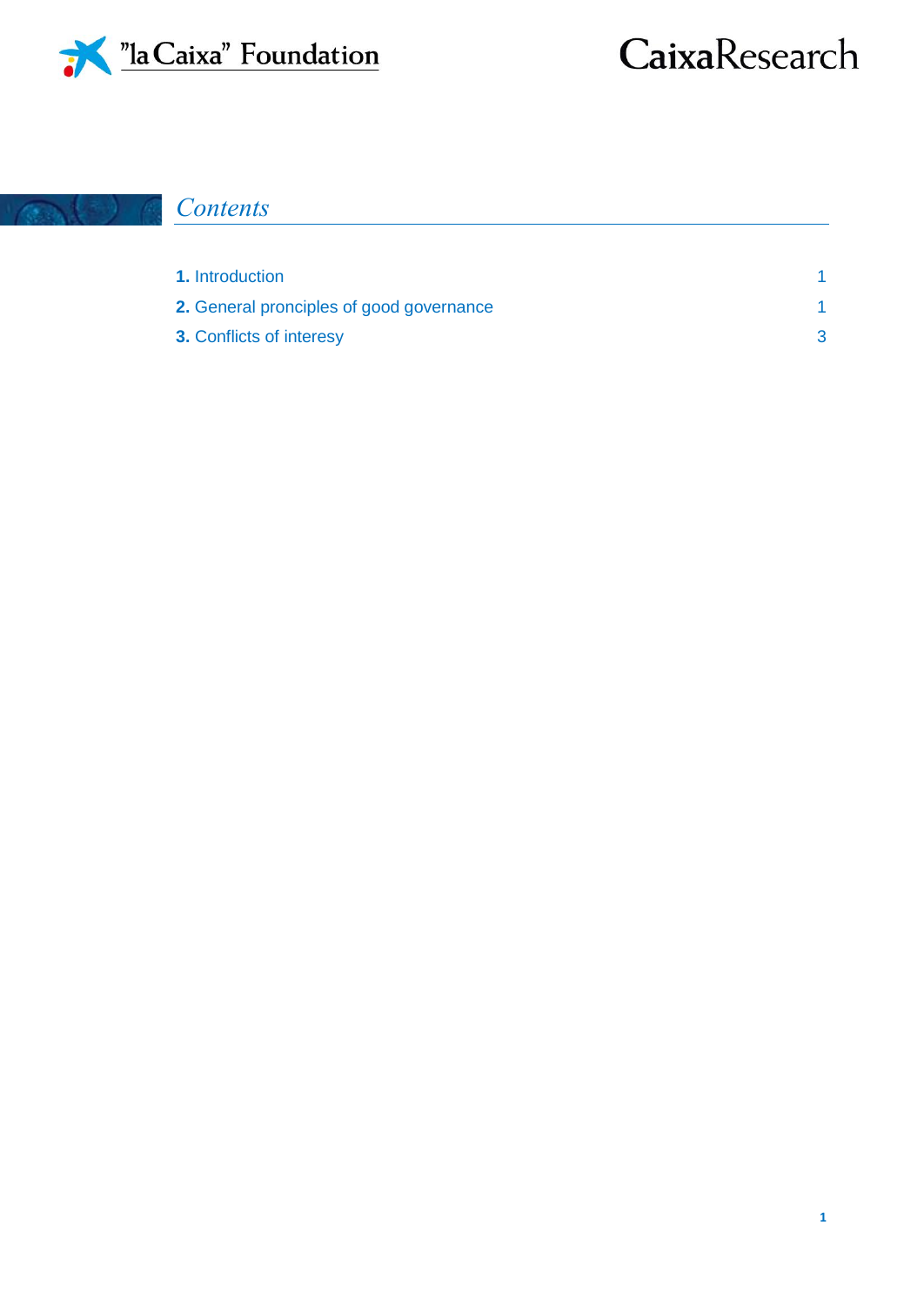## *Contents*

| | |
|---|---|
| **1.** Introduction | 1 |
| **2.** General principles of good governance | 1 |
| **3.** Conflicts of interesy | 3 |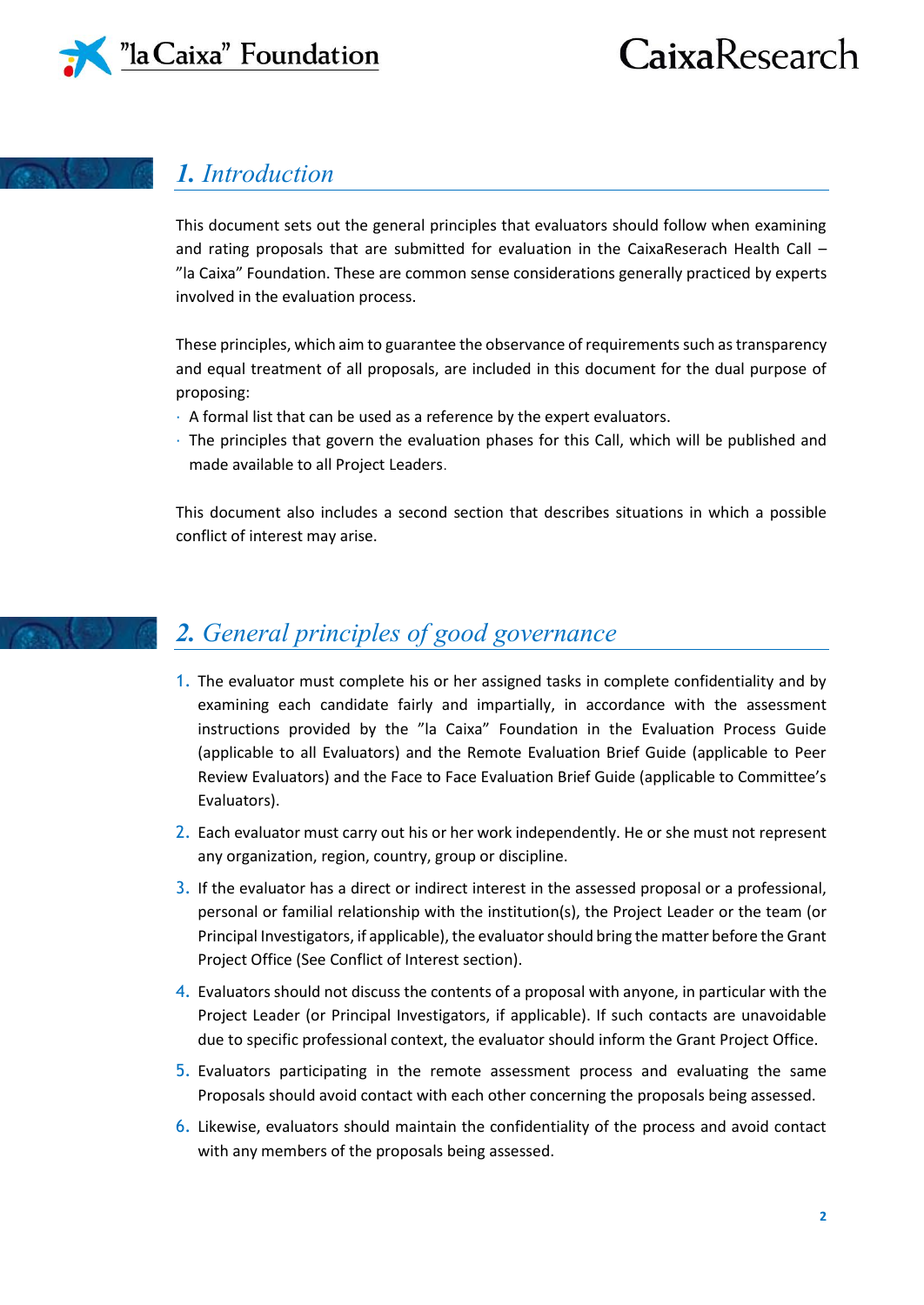## 1. Introduction

This document sets out the general principles that evaluators should follow when examining and rating proposals that are submitted for evaluation in the CaixaReserach Health Call – ”la Caixa” Foundation. These are common sense considerations generally practiced by experts involved in the evaluation process.

These principles, which aim to guarantee the observance of requirements such as transparency and equal treatment of all proposals, are included in this document for the dual purpose of proposing:

- A formal list that can be used as a reference by the expert evaluators.
- The principles that govern the evaluation phases for this Call, which will be published and made available to all Project Leaders.

This document also includes a second section that describes situations in which a possible conflict of interest may arise.

## 2. General principles of good governance

1. The evaluator must complete his or her assigned tasks in complete confidentiality and by examining each candidate fairly and impartially, in accordance with the assessment instructions provided by the ”la Caixa” Foundation in the Evaluation Process Guide (applicable to all Evaluators) and the Remote Evaluation Brief Guide (applicable to Peer Review Evaluators) and the Face to Face Evaluation Brief Guide (applicable to Committee’s Evaluators).
2. Each evaluator must carry out his or her work independently. He or she must not represent any organization, region, country, group or discipline.
3. If the evaluator has a direct or indirect interest in the assessed proposal or a professional, personal or familial relationship with the institution(s), the Project Leader or the team (or Principal Investigators, if applicable), the evaluator should bring the matter before the Grant Project Office (See Conflict of Interest section).
4. Evaluators should not discuss the contents of a proposal with anyone, in particular with the Project Leader (or Principal Investigators, if applicable). If such contacts are unavoidable due to specific professional context, the evaluator should inform the Grant Project Office.
5. Evaluators participating in the remote assessment process and evaluating the same Proposals should avoid contact with each other concerning the proposals being assessed.
6. Likewise, evaluators should maintain the confidentiality of the process and avoid contact with any members of the proposals being assessed.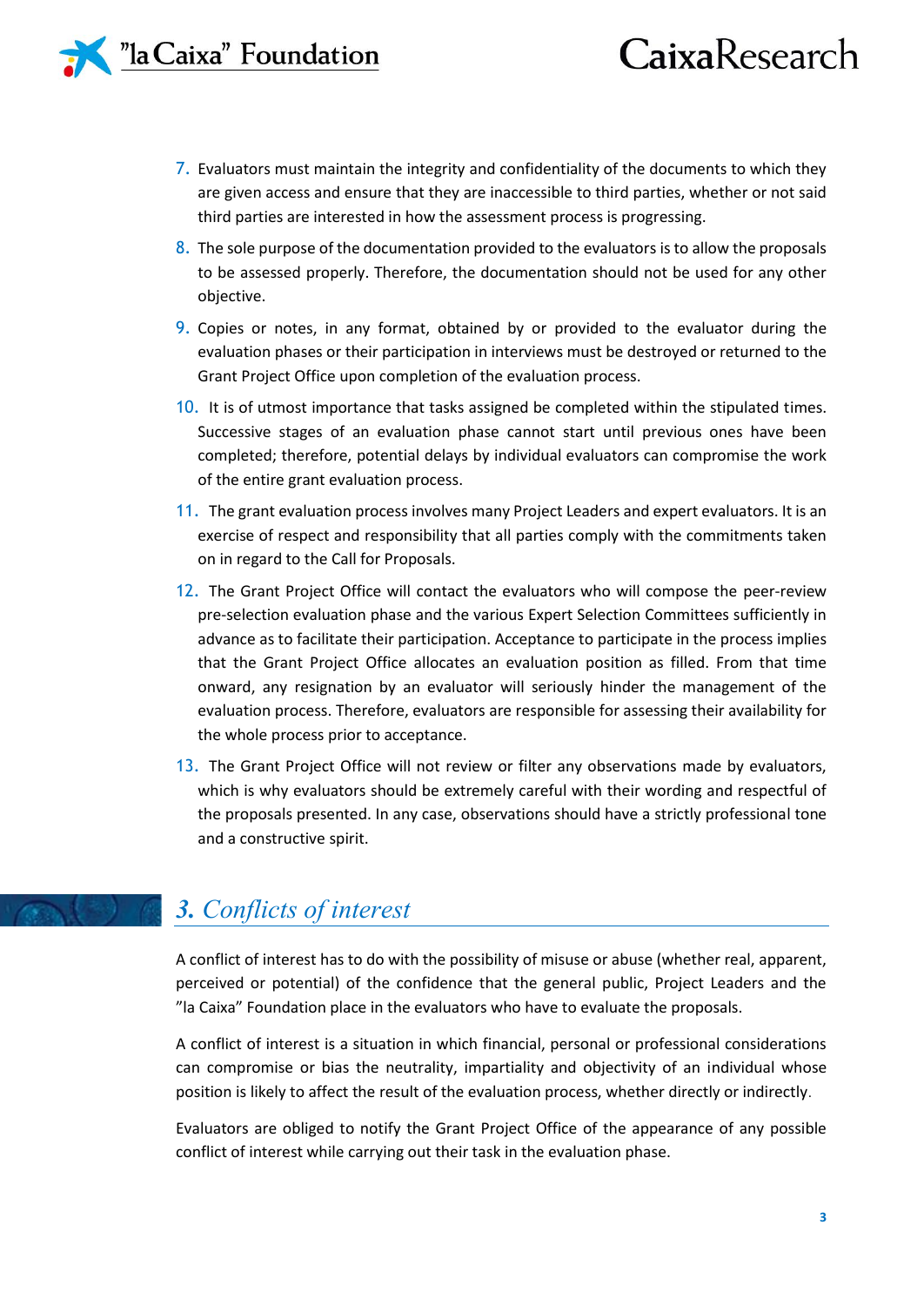7. Evaluators must maintain the integrity and confidentiality of the documents to which they are given access and ensure that they are inaccessible to third parties, whether or not said third parties are interested in how the assessment process is progressing.
8. The sole purpose of the documentation provided to the evaluators is to allow the proposals to be assessed properly. Therefore, the documentation should not be used for any other objective.
9. Copies or notes, in any format, obtained by or provided to the evaluator during the evaluation phases or their participation in interviews must be destroyed or returned to the Grant Project Office upon completion of the evaluation process.
10. It is of utmost importance that tasks assigned be completed within the stipulated times. Successive stages of an evaluation phase cannot start until previous ones have been completed; therefore, potential delays by individual evaluators can compromise the work of the entire grant evaluation process.
11. The grant evaluation process involves many Project Leaders and expert evaluators. It is an exercise of respect and responsibility that all parties comply with the commitments taken on in regard to the Call for Proposals.
12. The Grant Project Office will contact the evaluators who will compose the peer-review pre-selection evaluation phase and the various Expert Selection Committees sufficiently in advance as to facilitate their participation. Acceptance to participate in the process implies that the Grant Project Office allocates an evaluation position as filled. From that time onward, any resignation by an evaluator will seriously hinder the management of the evaluation process. Therefore, evaluators are responsible for assessing their availability for the whole process prior to acceptance.
13. The Grant Project Office will not review or filter any observations made by evaluators, which is why evaluators should be extremely careful with their wording and respectful of the proposals presented. In any case, observations should have a strictly professional tone and a constructive spirit.

## *3. Conflicts of interest*

A conflict of interest has to do with the possibility of misuse or abuse (whether real, apparent, perceived or potential) of the confidence that the general public, Project Leaders and the ”la Caixa” Foundation place in the evaluators who have to evaluate the proposals.

A conflict of interest is a situation in which financial, personal or professional considerations can compromise or bias the neutrality, impartiality and objectivity of an individual whose position is likely to affect the result of the evaluation process, whether directly or indirectly.

Evaluators are obliged to notify the Grant Project Office of the appearance of any possible conflict of interest while carrying out their task in the evaluation phase.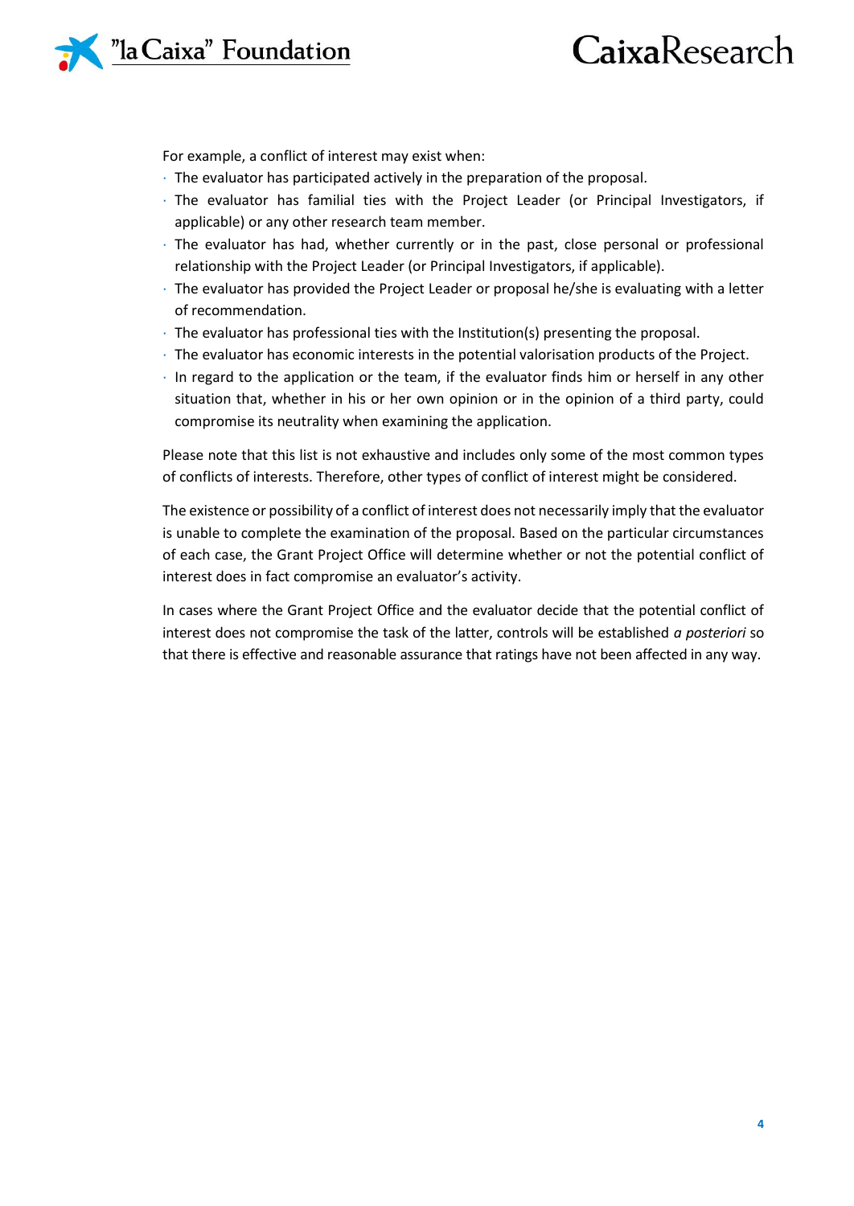For example, a conflict of interest may exist when:

- The evaluator has participated actively in the preparation of the proposal.
- The evaluator has familial ties with the Project Leader (or Principal Investigators, if applicable) or any other research team member.
- The evaluator has had, whether currently or in the past, close personal or professional relationship with the Project Leader (or Principal Investigators, if applicable).
- The evaluator has provided the Project Leader or proposal he/she is evaluating with a letter of recommendation.
- The evaluator has professional ties with the Institution(s) presenting the proposal.
- The evaluator has economic interests in the potential valorisation products of the Project.
- In regard to the application or the team, if the evaluator finds him or herself in any other situation that, whether in his or her own opinion or in the opinion of a third party, could compromise its neutrality when examining the application.

Please note that this list is not exhaustive and includes only some of the most common types of conflicts of interests. Therefore, other types of conflict of interest might be considered.

The existence or possibility of a conflict of interest does not necessarily imply that the evaluator is unable to complete the examination of the proposal. Based on the particular circumstances of each case, the Grant Project Office will determine whether or not the potential conflict of interest does in fact compromise an evaluator's activity.

In cases where the Grant Project Office and the evaluator decide that the potential conflict of interest does not compromise the task of the latter, controls will be established *a posteriori* so that there is effective and reasonable assurance that ratings have not been affected in any way.